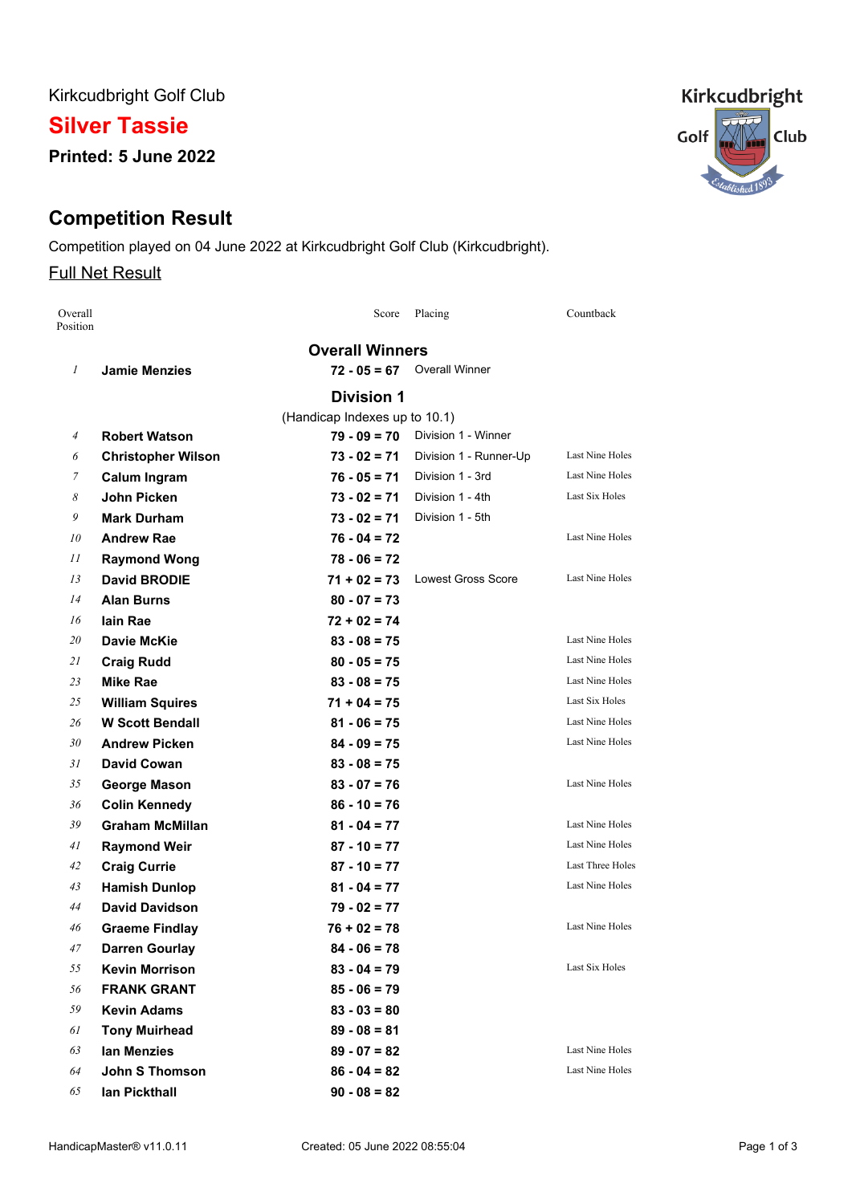Kirkcudbright Golf Club

# Silver Tassie

**Printed: 5 June 2022**

## Competition Result

Competition played on 04 June 2022 at Kirkcudbright Golf Club (Kirkcudbright).

Full Net Result

| Overall Position | | Score | Placing | Countback |
|---|---|---|---|---|
| | **Overall Winners** | | | |
| 1 | **Jamie Menzies** | **72 - 05 = 67** | Overall Winner | |
| | **Division 1** (Handicap Indexes up to 10.1) | | | |
| 4 | **Robert Watson** | **79 - 09 = 70** | Division 1 - Winner | |
| 6 | **Christopher Wilson** | **73 - 02 = 71** | Division 1 - Runner-Up | Last Nine Holes |
| 7 | **Calum Ingram** | **76 - 05 = 71** | Division 1 - 3rd | Last Nine Holes |
| 8 | **John Picken** | **73 - 02 = 71** | Division 1 - 4th | Last Six Holes |
| 9 | **Mark Durham** | **73 - 02 = 71** | Division 1 - 5th | |
| 10 | **Andrew Rae** | **76 - 04 = 72** | | Last Nine Holes |
| 11 | **Raymond Wong** | **78 - 06 = 72** | | |
| 13 | **David BRODIE** | **71 + 02 = 73** | Lowest Gross Score | Last Nine Holes |
| 14 | **Alan Burns** | **80 - 07 = 73** | | |
| 16 | **Iain Rae** | **72 + 02 = 74** | | |
| 20 | **Davie McKie** | **83 - 08 = 75** | | Last Nine Holes |
| 21 | **Craig Rudd** | **80 - 05 = 75** | | Last Nine Holes |
| 23 | **Mike Rae** | **83 - 08 = 75** | | Last Nine Holes |
| 25 | **William Squires** | **71 + 04 = 75** | | Last Six Holes |
| 26 | **W Scott Bendall** | **81 - 06 = 75** | | Last Nine Holes |
| 30 | **Andrew Picken** | **84 - 09 = 75** | | Last Nine Holes |
| 31 | **David Cowan** | **83 - 08 = 75** | | |
| 35 | **George Mason** | **83 - 07 = 76** | | Last Nine Holes |
| 36 | **Colin Kennedy** | **86 - 10 = 76** | | |
| 39 | **Graham McMillan** | **81 - 04 = 77** | | Last Nine Holes |
| 41 | **Raymond Weir** | **87 - 10 = 77** | | Last Nine Holes |
| 42 | **Craig Currie** | **87 - 10 = 77** | | Last Three Holes |
| 43 | **Hamish Dunlop** | **81 - 04 = 77** | | Last Nine Holes |
| 44 | **David Davidson** | **79 - 02 = 77** | | |
| 46 | **Graeme Findlay** | **76 + 02 = 78** | | Last Nine Holes |
| 47 | **Darren Gourlay** | **84 - 06 = 78** | | |
| 55 | **Kevin Morrison** | **83 - 04 = 79** | | Last Six Holes |
| 56 | **FRANK GRANT** | **85 - 06 = 79** | | |
| 59 | **Kevin Adams** | **83 - 03 = 80** | | |
| 61 | **Tony Muirhead** | **89 - 08 = 81** | | |
| 63 | **Ian Menzies** | **89 - 07 = 82** | | Last Nine Holes |
| 64 | **John S Thomson** | **86 - 04 = 82** | | Last Nine Holes |
| 65 | **Ian Pickthall** | **90 - 08 = 82** | | |

HandicapMaster® v11.0.11 Created: 05 June 2022 08:55:04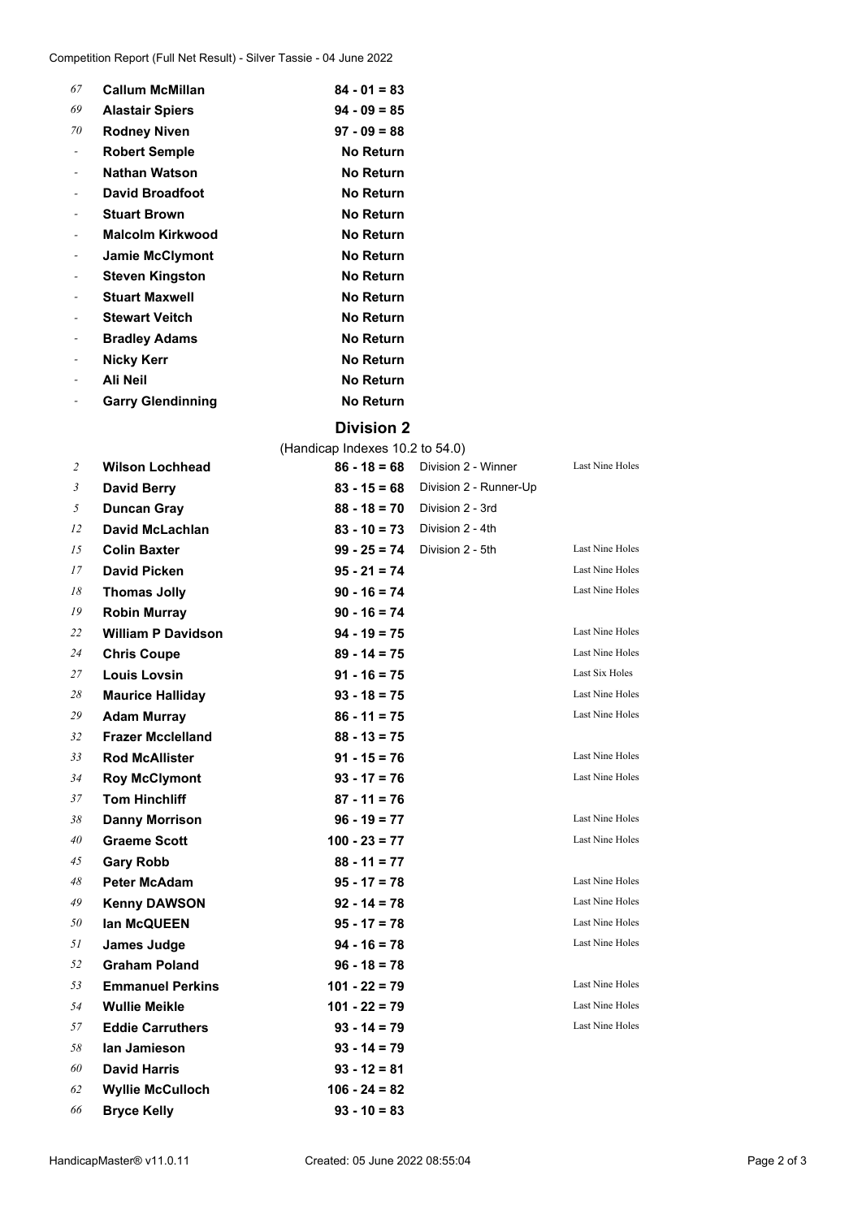Competition Report (Full Net Result) - Silver Tassie - 04 June 2022

| | | | | |
|---|---|---|---|---|
| 67 | **Callum McMillan** | **84 - 01 = 83** | | |
| 69 | **Alastair Spiers** | **94 - 09 = 85** | | |
| 70 | **Rodney Niven** | **97 - 09 = 88** | | |
| - | **Robert Semple** | **No Return** | | |
| - | **Nathan Watson** | **No Return** | | |
| - | **David Broadfoot** | **No Return** | | |
| - | **Stuart Brown** | **No Return** | | |
| - | **Malcolm Kirkwood** | **No Return** | | |
| - | **Jamie McClymont** | **No Return** | | |
| - | **Steven Kingston** | **No Return** | | |
| - | **Stuart Maxwell** | **No Return** | | |
| - | **Stewart Veitch** | **No Return** | | |
| - | **Bradley Adams** | **No Return** | | |
| - | **Nicky Kerr** | **No Return** | | |
| - | **Ali Neil** | **No Return** | | |
| - | **Garry Glendinning** | **No Return** | | |

## Division 2

(Handicap Indexes 10.2 to 54.0)

| | | | | |
|---|---|---|---|---|
| 2 | **Wilson Lochhead** | **86 - 18 = 68** | Division 2 - Winner | Last Nine Holes |
| 3 | **David Berry** | **83 - 15 = 68** | Division 2 - Runner-Up | |
| 5 | **Duncan Gray** | **88 - 18 = 70** | Division 2 - 3rd | |
| 12 | **David McLachlan** | **83 - 10 = 73** | Division 2 - 4th | |
| 15 | **Colin Baxter** | **99 - 25 = 74** | Division 2 - 5th | Last Nine Holes |
| 17 | **David Picken** | **95 - 21 = 74** | | Last Nine Holes |
| 18 | **Thomas Jolly** | **90 - 16 = 74** | | Last Nine Holes |
| 19 | **Robin Murray** | **90 - 16 = 74** | | |
| 22 | **William P Davidson** | **94 - 19 = 75** | | Last Nine Holes |
| 24 | **Chris Coupe** | **89 - 14 = 75** | | Last Nine Holes |
| 27 | **Louis Lovsin** | **91 - 16 = 75** | | Last Six Holes |
| 28 | **Maurice Halliday** | **93 - 18 = 75** | | Last Nine Holes |
| 29 | **Adam Murray** | **86 - 11 = 75** | | Last Nine Holes |
| 32 | **Frazer Mcclelland** | **88 - 13 = 75** | | |
| 33 | **Rod McAllister** | **91 - 15 = 76** | | Last Nine Holes |
| 34 | **Roy McClymont** | **93 - 17 = 76** | | Last Nine Holes |
| 37 | **Tom Hinchliff** | **87 - 11 = 76** | | |
| 38 | **Danny Morrison** | **96 - 19 = 77** | | Last Nine Holes |
| 40 | **Graeme Scott** | **100 - 23 = 77** | | Last Nine Holes |
| 45 | **Gary Robb** | **88 - 11 = 77** | | |
| 48 | **Peter McAdam** | **95 - 17 = 78** | | Last Nine Holes |
| 49 | **Kenny DAWSON** | **92 - 14 = 78** | | Last Nine Holes |
| 50 | **Ian McQUEEN** | **95 - 17 = 78** | | Last Nine Holes |
| 51 | **James Judge** | **94 - 16 = 78** | | Last Nine Holes |
| 52 | **Graham Poland** | **96 - 18 = 78** | | |
| 53 | **Emmanuel Perkins** | **101 - 22 = 79** | | Last Nine Holes |
| 54 | **Wullie Meikle** | **101 - 22 = 79** | | Last Nine Holes |
| 57 | **Eddie Carruthers** | **93 - 14 = 79** | | Last Nine Holes |
| 58 | **Ian Jamieson** | **93 - 14 = 79** | | |
| 60 | **David Harris** | **93 - 12 = 81** | | |
| 62 | **Wyllie McCulloch** | **106 - 24 = 82** | | |
| 66 | **Bryce Kelly** | **93 - 10 = 83** | | |

HandicapMaster® v11.0.11 Created: 05 June 2022 08:55:04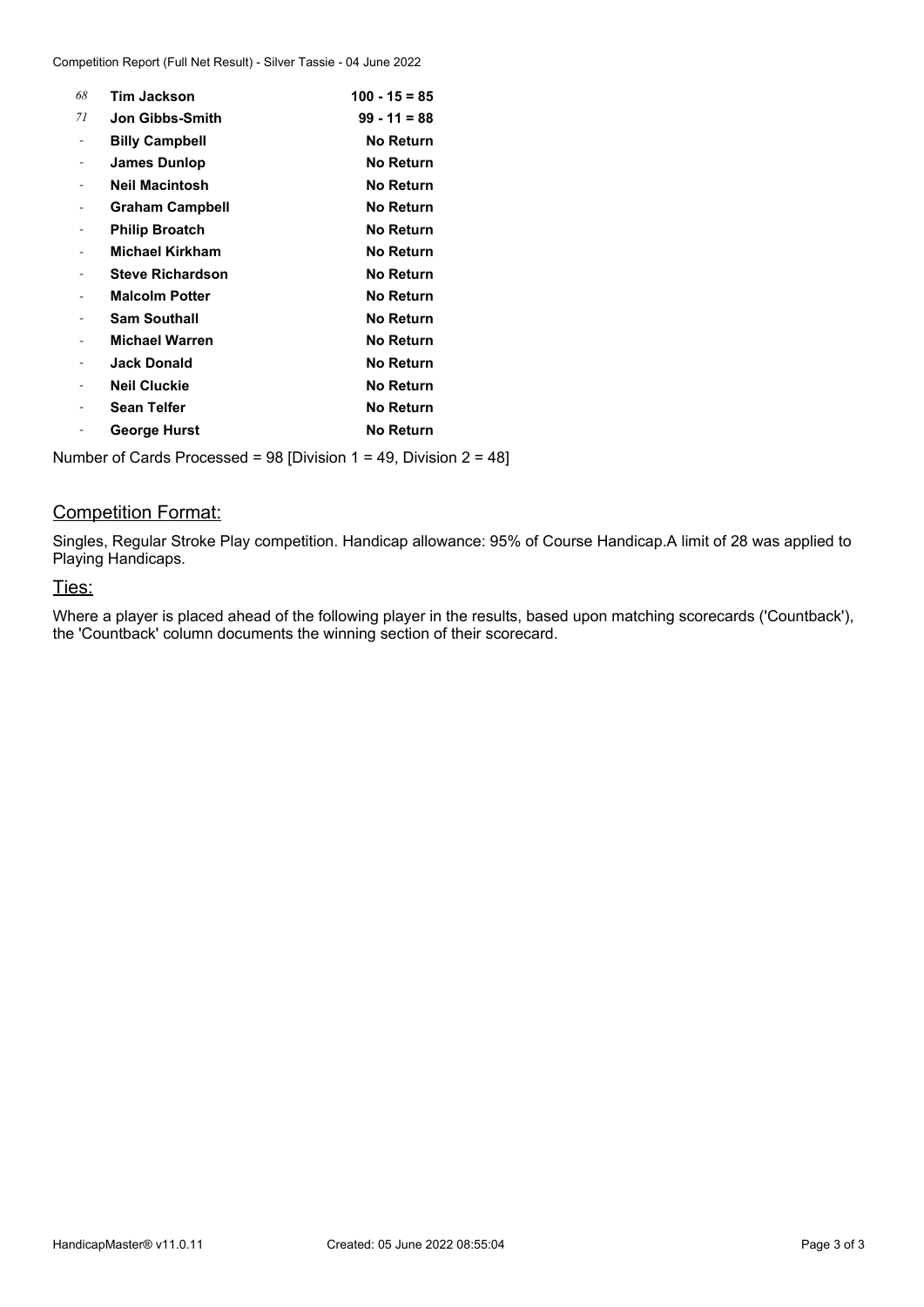| | | |
|---|---|---|
| *68* | **Tim Jackson** | **100 - 15 = 85** |
| *71* | **Jon Gibbs-Smith** | **99 - 11 = 88** |
| - | **Billy Campbell** | **No Return** |
| - | **James Dunlop** | **No Return** |
| - | **Neil Macintosh** | **No Return** |
| - | **Graham Campbell** | **No Return** |
| - | **Philip Broatch** | **No Return** |
| - | **Michael Kirkham** | **No Return** |
| - | **Steve Richardson** | **No Return** |
| - | **Malcolm Potter** | **No Return** |
| - | **Sam Southall** | **No Return** |
| - | **Michael Warren** | **No Return** |
| - | **Jack Donald** | **No Return** |
| - | **Neil Cluckie** | **No Return** |
| - | **Sean Telfer** | **No Return** |
| - | **George Hurst** | **No Return** |

Number of Cards Processed = 98 [Division 1 = 49, Division 2 = 48]

## Competition Format:

Singles, Regular Stroke Play competition. Handicap allowance: 95% of Course Handicap.A limit of 28 was applied to Playing Handicaps.

## Ties:

Where a player is placed ahead of the following player in the results, based upon matching scorecards ('Countback'), the 'Countback' column documents the winning section of their scorecard.

HandicapMaster® v11.0.11 Created: 05 June 2022 08:55:04